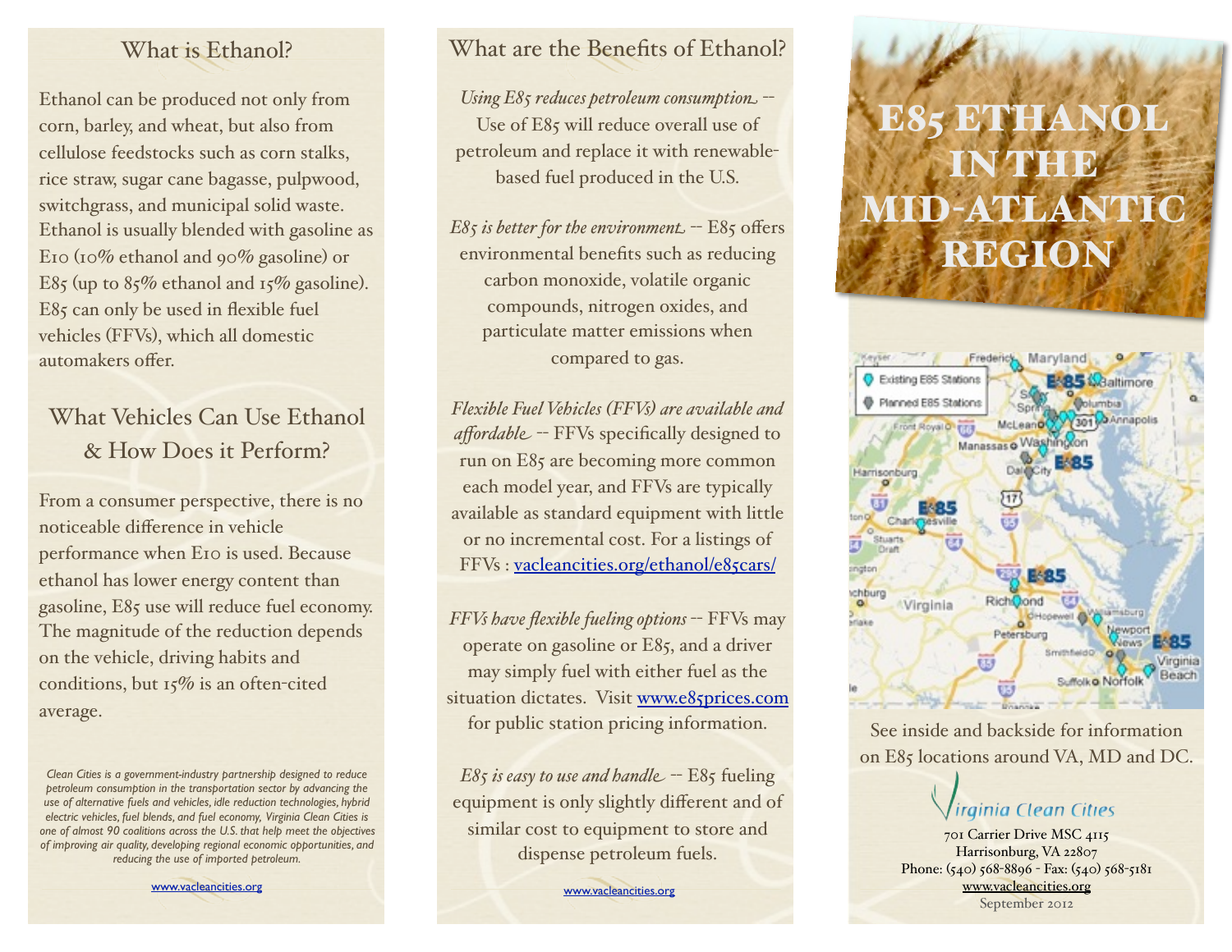## What is Ethanol?

Ethanol can be produced not only from corn, barley, and wheat, but also from cellulose feedstocks such as corn stalks, rice straw, sugar cane bagasse, pulpwood, switchgrass, and municipal solid waste. Ethanol is usually blended with gasoline as E10 (10% ethanol and 90% gasoline) or E85 (up to 85% ethanol and 15% gasoline). E85 can only be used in flexible fuel vehicles (FFVs), which all domestic automakers offer.

## What Vehicles Can Use Ethanol & How Does it Perform?

From a consumer perspective, there is no noticeable difference in vehicle performance when E10 is used. Because ethanol has lower energy content than gasoline, E85 use will reduce fuel economy. The magnitude of the reduction depends on the vehicle, driving habits and conditions, but 15% is an often-cited average.

*Clean Cities is a government-industry partnership designed to reduce petroleum consumption in the transportation sector by advancing the use of alternative fuels and vehicles, idle reduction technologies, hybrid electric vehicles, fuel blends, and fuel economy. Virginia Clean Cities is one of almost 90 coalitions across the U.S. that help meet the objectives of improving air quality, developing regional economic opportunities, and reducing the use of imported petroleum.*

www.vacleancities.org

## What are the Benefits of Ethanol?

*Using E85 reduces petroleum consumption* -- Use of E85 will reduce overall use of petroleum and replace it with renewable-based fuel produced in the U.S.

*E85 is better for the environment* -- E85 offers environmental benefits such as reducing carbon monoxide, volatile organic compounds, nitrogen oxides, and particulate matter emissions when compared to gas.

*Flexible Fuel Vehicles (FFVs) are available and affordable* -- FFVs specifically designed to run on E85 are becoming more common each model year, and FFVs are typically available as standard equipment with little or no incremental cost. For a listings of FFVs : vacleancities.org/ethanol/e85cars/

*FFVs have flexible fueling options* -- FFVs may operate on gasoline or E85, and a driver may simply fuel with either fuel as the situation dictates. Visit www.e85prices.com for public station pricing information.

*E85 is easy to use and handle* -- E85 fueling equipment is only slightly different and of similar cost to equipment to store and dispense petroleum fuels.

www.vacleancities.org

# E85 ETHANOL IN THE MID-ATLANTIC REGION

See inside and backside for information on E85 locations around VA, MD and DC.

Virginia Clean Cities
701 Carrier Drive MSC 4115
Harrisonburg, VA 22807
Phone: (540) 568-8896 - Fax: (540) 568-5181
www.vacleancities.org
September 2012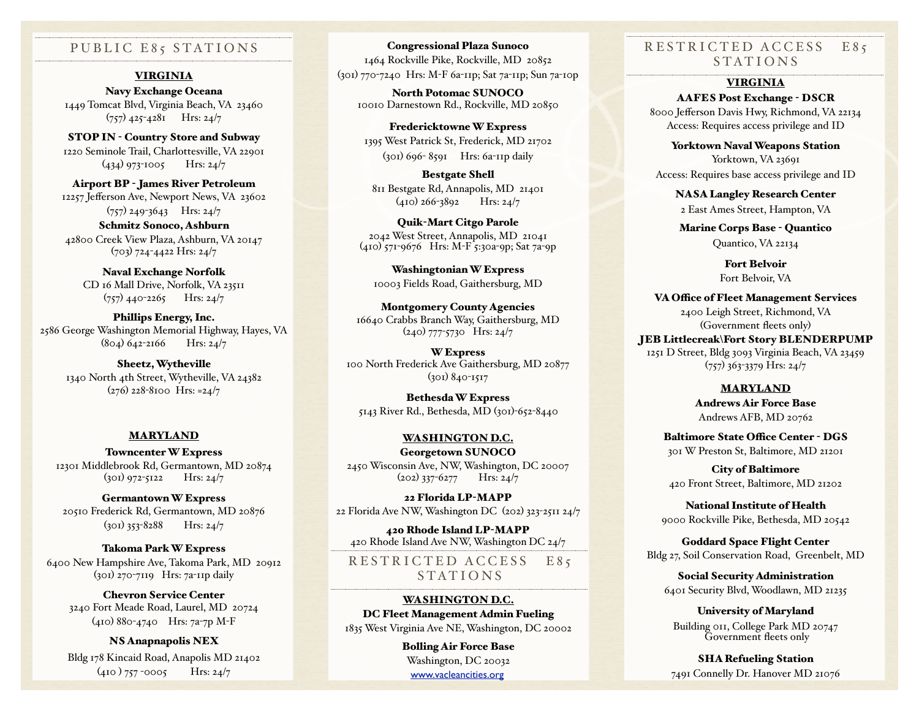## PUBLIC E85 STATIONS

### VIRGINIA

**Navy Exchange Oceana**
1449 Tomcat Blvd, Virginia Beach, VA 23460
(757) 425-4281 Hrs: 24/7

**STOP IN - Country Store and Subway**
1220 Seminole Trail, Charlottesville, VA 22901
(434) 973-1005 Hrs: 24/7

**Airport BP - James River Petroleum**
12257 Jefferson Ave, Newport News, VA 23602
(757) 249-3643 Hrs: 24/7

**Schmitz Sonoco, Ashburn**
42800 Creek View Plaza, Ashburn, VA 20147
(703) 724-4422 Hrs: 24/7

**Naval Exchange Norfolk**
CD 16 Mall Drive, Norfolk, VA 23511
(757) 440-2265 Hrs: 24/7

**Phillips Energy, Inc.**
2586 George Washington Memorial Highway, Hayes, VA
(804) 642-2166 Hrs: 24/7

**Sheetz, Wytheville**
1340 North 4th Street, Wytheville, VA 24382
(276) 228-8100 Hrs: =24/7

### MARYLAND

**Towncenter W Express**
12301 Middlebrook Rd, Germantown, MD 20874
(301) 972-5122 Hrs: 24/7

**Germantown W Express**
20510 Frederick Rd, Germantown, MD 20876
(301) 353-8288 Hrs: 24/7

**Takoma Park W Express**
6400 New Hampshire Ave, Takoma Park, MD 20912
(301) 270-7119 Hrs: 7a-11p daily

**Chevron Service Center**
3240 Fort Meade Road, Laurel, MD 20724
(410) 880-4740 Hrs: 7a-7p M-F

**NS Anapnapolis NEX**
Bldg 178 Kincaid Road, Anapolis MD 21402
(410 ) 757 -0005 Hrs: 24/7

**Congressional Plaza Sunoco**
1464 Rockville Pike, Rockville, MD 20852
(301) 770-7240 Hrs: M-F 6a-11p; Sat 7a-11p; Sun 7a-10p

**North Potomac SUNOCO**
10010 Darnestown Rd., Rockville, MD 20850

**Fredericktowne W Express**
1395 West Patrick St, Frederick, MD 21702
(301) 696- 8591 Hrs: 6a-11p daily

**Bestgate Shell**
811 Bestgate Rd, Annapolis, MD 21401
(410) 266-3892 Hrs: 24/7

**Quik-Mart Citgo Parole**
2042 West Street, Annapolis, MD 21041
(410) 571-9676 Hrs: M-F 5:30a-9p; Sat 7a-9p

**Washingtonian W Express**
10003 Fields Road, Gaithersburg, MD

**Montgomery County Agencies**
16640 Crabbs Branch Way, Gaithersburg, MD
(240) 777-5730 Hrs: 24/7

**W Express**
100 North Frederick Ave Gaithersburg, MD 20877
(301) 840-1517

**Bethesda W Express**
5143 River Rd., Bethesda, MD (301)-652-8440

### WASHINGTON D.C.

**Georgetown SUNOCO**
2450 Wisconsin Ave, NW, Washington, DC 20007
(202) 337-6277 Hrs: 24/7

**22 Florida LP-MAPP**
22 Florida Ave NW, Washington DC (202) 323-2511 24/7

**420 Rhode Island LP-MAPP**
420 Rhode Island Ave NW, Washington DC 24/7

## RESTRICTED ACCESS E85 STATIONS

### WASHINGTON D.C.

**DC Fleet Management Admin Fueling**
1835 West Virginia Ave NE, Washington, DC 20002

**Bolling Air Force Base**
Washington, DC 20032

www.vacleancities.org

## RESTRICTED ACCESS E85 STATIONS

### VIRGINIA

**AAFES Post Exchange - DSCR**
8000 Jefferson Davis Hwy, Richmond, VA 22134
Access: Requires access privilege and ID

**Yorktown Naval Weapons Station**
Yorktown, VA 23691
Access: Requires base access privilege and ID

**NASA Langley Research Center**
2 East Ames Street, Hampton, VA

**Marine Corps Base - Quantico**
Quantico, VA 22134

**Fort Belvoir**
Fort Belvoir, VA

**VA Office of Fleet Management Services**
2400 Leigh Street, Richmond, VA
(Government fleets only)

**JEB Littlecreak\Fort Story BLENDERPUMP**
1251 D Street, Bldg 3093 Virginia Beach, VA 23459
(757) 363-3379 Hrs: 24/7

### MARYLAND

**Andrews Air Force Base**
Andrews AFB, MD 20762

**Baltimore State Office Center - DGS**
301 W Preston St, Baltimore, MD 21201

**City of Baltimore**
420 Front Street, Baltimore, MD 21202

**National Institute of Health**
9000 Rockville Pike, Bethesda, MD 20542

**Goddard Space Flight Center**
Bldg 27, Soil Conservation Road, Greenbelt, MD

**Social Security Administration**
6401 Security Blvd, Woodlawn, MD 21235

**University of Maryland**
Building 011, College Park MD 20747
Government fleets only

**SHA Refueling Station**
7491 Connelly Dr. Hanover MD 21076